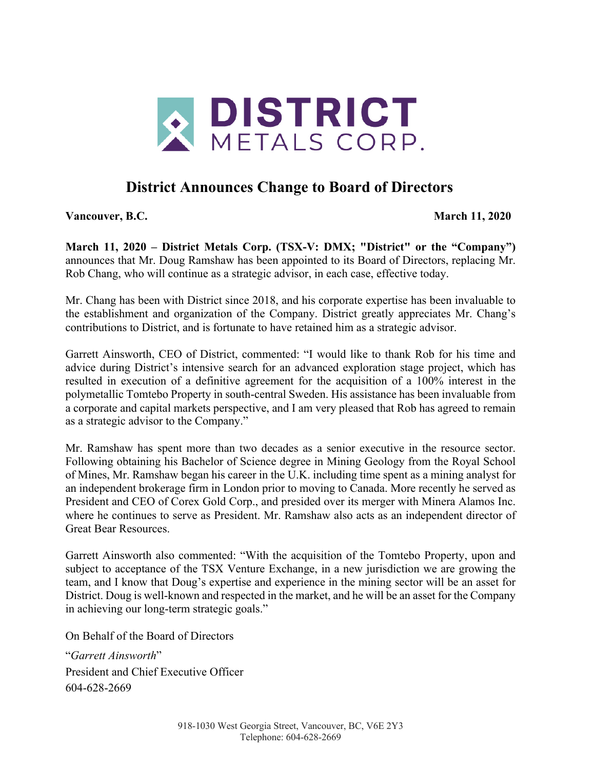DISTRICT METALS CORP.

# District Announces Change to Board of Directors

**Vancouver, B.C.** **March 11, 2020**

**March 11, 2020 – District Metals Corp. (TSX-V: DMX; "District" or the "Company")** announces that Mr. Doug Ramshaw has been appointed to its Board of Directors, replacing Mr. Rob Chang, who will continue as a strategic advisor, in each case, effective today.

Mr. Chang has been with District since 2018, and his corporate expertise has been invaluable to the establishment and organization of the Company. District greatly appreciates Mr. Chang's contributions to District, and is fortunate to have retained him as a strategic advisor.

Garrett Ainsworth, CEO of District, commented: "I would like to thank Rob for his time and advice during District's intensive search for an advanced exploration stage project, which has resulted in execution of a definitive agreement for the acquisition of a 100% interest in the polymetallic Tomtebo Property in south-central Sweden. His assistance has been invaluable from a corporate and capital markets perspective, and I am very pleased that Rob has agreed to remain as a strategic advisor to the Company."

Mr. Ramshaw has spent more than two decades as a senior executive in the resource sector. Following obtaining his Bachelor of Science degree in Mining Geology from the Royal School of Mines, Mr. Ramshaw began his career in the U.K. including time spent as a mining analyst for an independent brokerage firm in London prior to moving to Canada. More recently he served as President and CEO of Corex Gold Corp., and presided over its merger with Minera Alamos Inc. where he continues to serve as President. Mr. Ramshaw also acts as an independent director of Great Bear Resources.

Garrett Ainsworth also commented: "With the acquisition of the Tomtebo Property, upon and subject to acceptance of the TSX Venture Exchange, in a new jurisdiction we are growing the team, and I know that Doug's expertise and experience in the mining sector will be an asset for District. Doug is well-known and respected in the market, and he will be an asset for the Company in achieving our long-term strategic goals."

On Behalf of the Board of Directors

"*Garrett Ainsworth*"
President and Chief Executive Officer
604-628-2669

918-1030 West Georgia Street, Vancouver, BC, V6E 2Y3
Telephone: 604-628-2669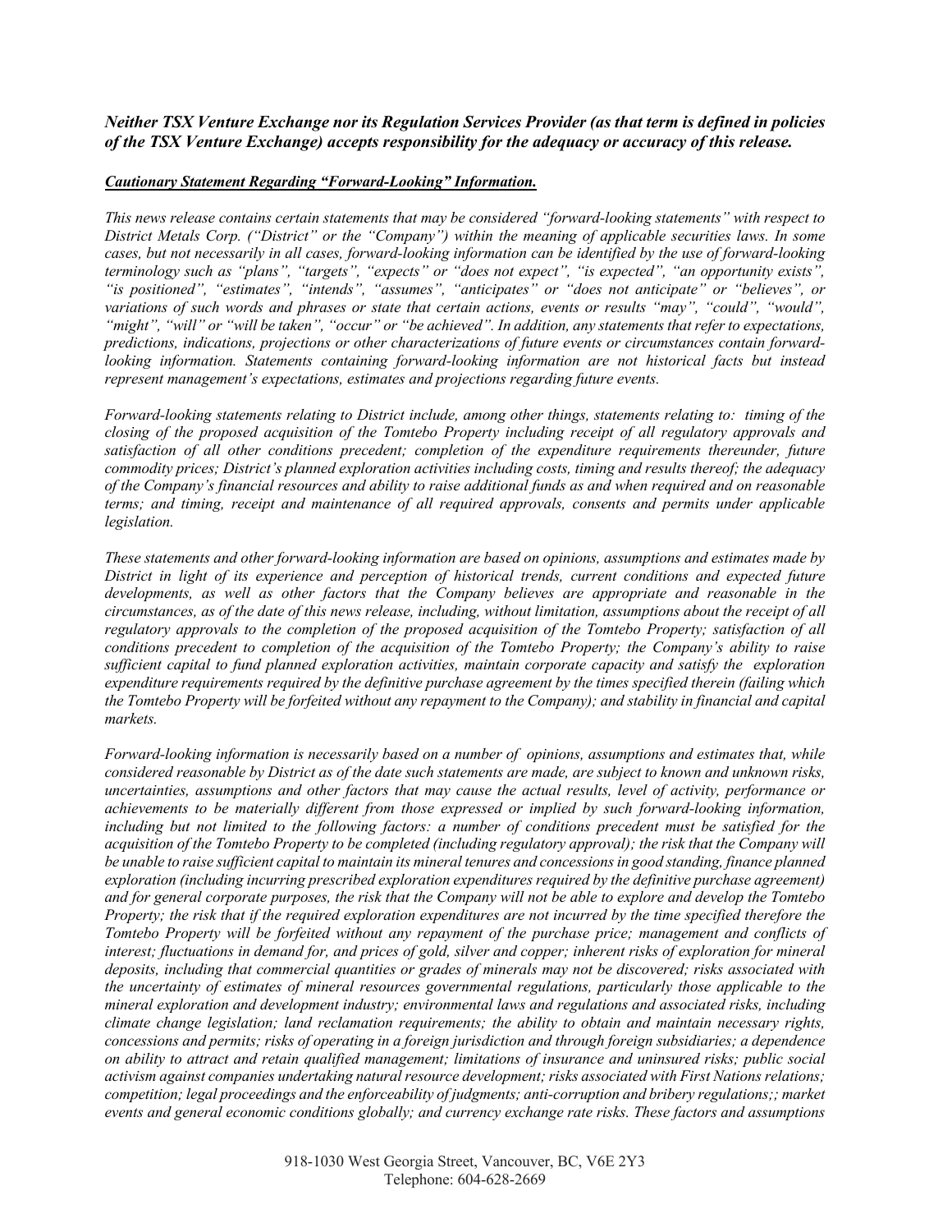***Neither TSX Venture Exchange nor its Regulation Services Provider (as that term is defined in policies of the TSX Venture Exchange) accepts responsibility for the adequacy or accuracy of this release.***

***Cautionary Statement Regarding "Forward-Looking" Information.***

*This news release contains certain statements that may be considered "forward-looking statements" with respect to District Metals Corp. ("District" or the "Company") within the meaning of applicable securities laws. In some cases, but not necessarily in all cases, forward-looking information can be identified by the use of forward-looking terminology such as "plans", "targets", "expects" or "does not expect", "is expected", "an opportunity exists", "is positioned", "estimates", "intends", "assumes", "anticipates" or "does not anticipate" or "believes", or variations of such words and phrases or state that certain actions, events or results "may", "could", "would", "might", "will" or "will be taken", "occur" or "be achieved". In addition, any statements that refer to expectations, predictions, indications, projections or other characterizations of future events or circumstances contain forward-looking information. Statements containing forward-looking information are not historical facts but instead represent management's expectations, estimates and projections regarding future events.*

*Forward-looking statements relating to District include, among other things, statements relating to: timing of the closing of the proposed acquisition of the Tomtebo Property including receipt of all regulatory approvals and satisfaction of all other conditions precedent; completion of the expenditure requirements thereunder, future commodity prices; District's planned exploration activities including costs, timing and results thereof; the adequacy of the Company's financial resources and ability to raise additional funds as and when required and on reasonable terms; and timing, receipt and maintenance of all required approvals, consents and permits under applicable legislation.*

*These statements and other forward-looking information are based on opinions, assumptions and estimates made by District in light of its experience and perception of historical trends, current conditions and expected future developments, as well as other factors that the Company believes are appropriate and reasonable in the circumstances, as of the date of this news release, including, without limitation, assumptions about the receipt of all regulatory approvals to the completion of the proposed acquisition of the Tomtebo Property; satisfaction of all conditions precedent to completion of the acquisition of the Tomtebo Property; the Company's ability to raise sufficient capital to fund planned exploration activities, maintain corporate capacity and satisfy the exploration expenditure requirements required by the definitive purchase agreement by the times specified therein (failing which the Tomtebo Property will be forfeited without any repayment to the Company); and stability in financial and capital markets.*

*Forward-looking information is necessarily based on a number of opinions, assumptions and estimates that, while considered reasonable by District as of the date such statements are made, are subject to known and unknown risks, uncertainties, assumptions and other factors that may cause the actual results, level of activity, performance or achievements to be materially different from those expressed or implied by such forward-looking information, including but not limited to the following factors: a number of conditions precedent must be satisfied for the acquisition of the Tomtebo Property to be completed (including regulatory approval); the risk that the Company will be unable to raise sufficient capital to maintain its mineral tenures and concessions in good standing, finance planned exploration (including incurring prescribed exploration expenditures required by the definitive purchase agreement) and for general corporate purposes, the risk that the Company will not be able to explore and develop the Tomtebo Property; the risk that if the required exploration expenditures are not incurred by the time specified therefore the Tomtebo Property will be forfeited without any repayment of the purchase price; management and conflicts of interest; fluctuations in demand for, and prices of gold, silver and copper; inherent risks of exploration for mineral deposits, including that commercial quantities or grades of minerals may not be discovered; risks associated with the uncertainty of estimates of mineral resources governmental regulations, particularly those applicable to the mineral exploration and development industry; environmental laws and regulations and associated risks, including climate change legislation; land reclamation requirements; the ability to obtain and maintain necessary rights, concessions and permits; risks of operating in a foreign jurisdiction and through foreign subsidiaries; a dependence on ability to attract and retain qualified management; limitations of insurance and uninsured risks; public social activism against companies undertaking natural resource development; risks associated with First Nations relations; competition; legal proceedings and the enforceability of judgments; anti-corruption and bribery regulations;; market events and general economic conditions globally; and currency exchange rate risks. These factors and assumptions*

918-1030 West Georgia Street, Vancouver, BC, V6E 2Y3
Telephone: 604-628-2669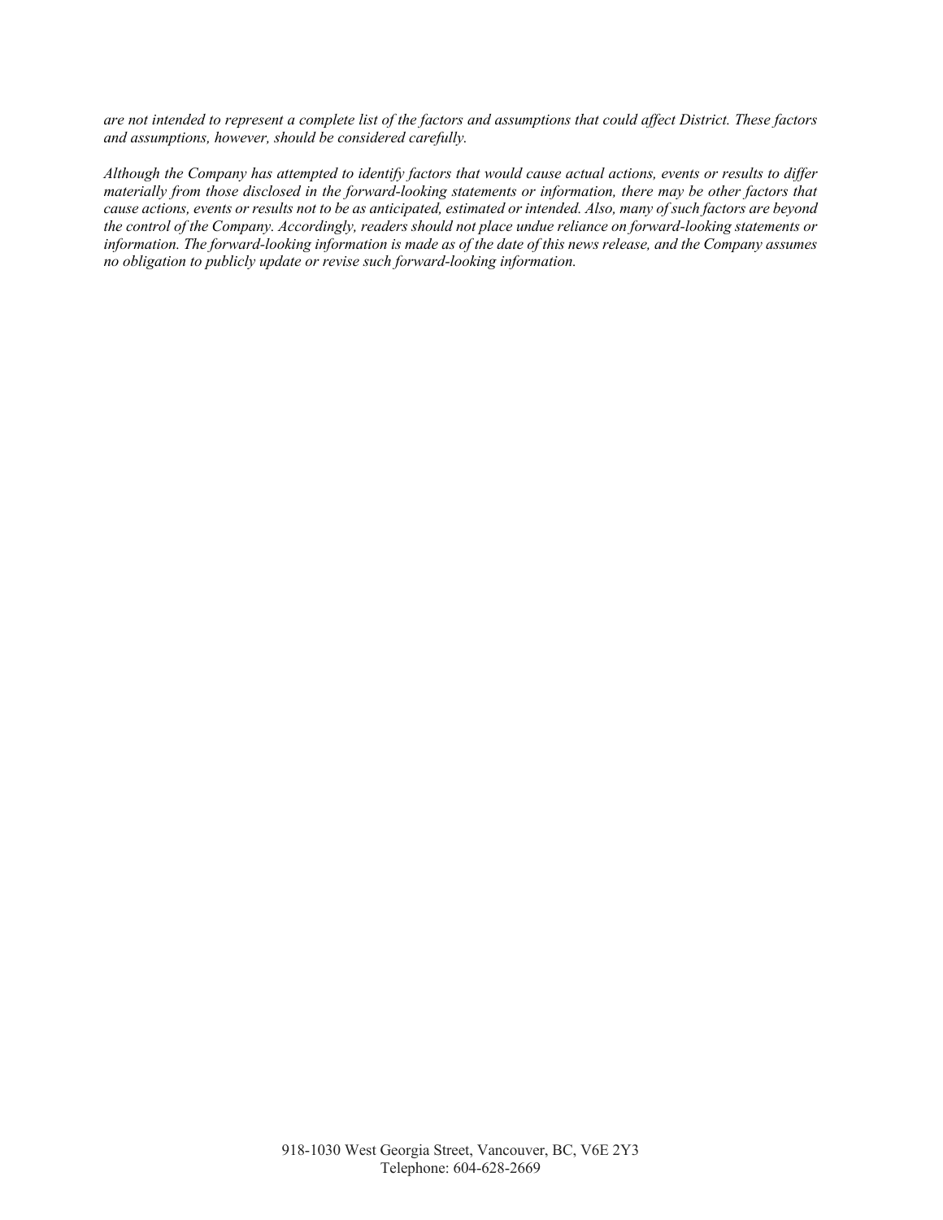*are not intended to represent a complete list of the factors and assumptions that could affect District. These factors and assumptions, however, should be considered carefully.*

*Although the Company has attempted to identify factors that would cause actual actions, events or results to differ materially from those disclosed in the forward-looking statements or information, there may be other factors that cause actions, events or results not to be as anticipated, estimated or intended. Also, many of such factors are beyond the control of the Company. Accordingly, readers should not place undue reliance on forward-looking statements or information. The forward-looking information is made as of the date of this news release, and the Company assumes no obligation to publicly update or revise such forward-looking information.*

918-1030 West Georgia Street, Vancouver, BC, V6E 2Y3
Telephone: 604-628-2669